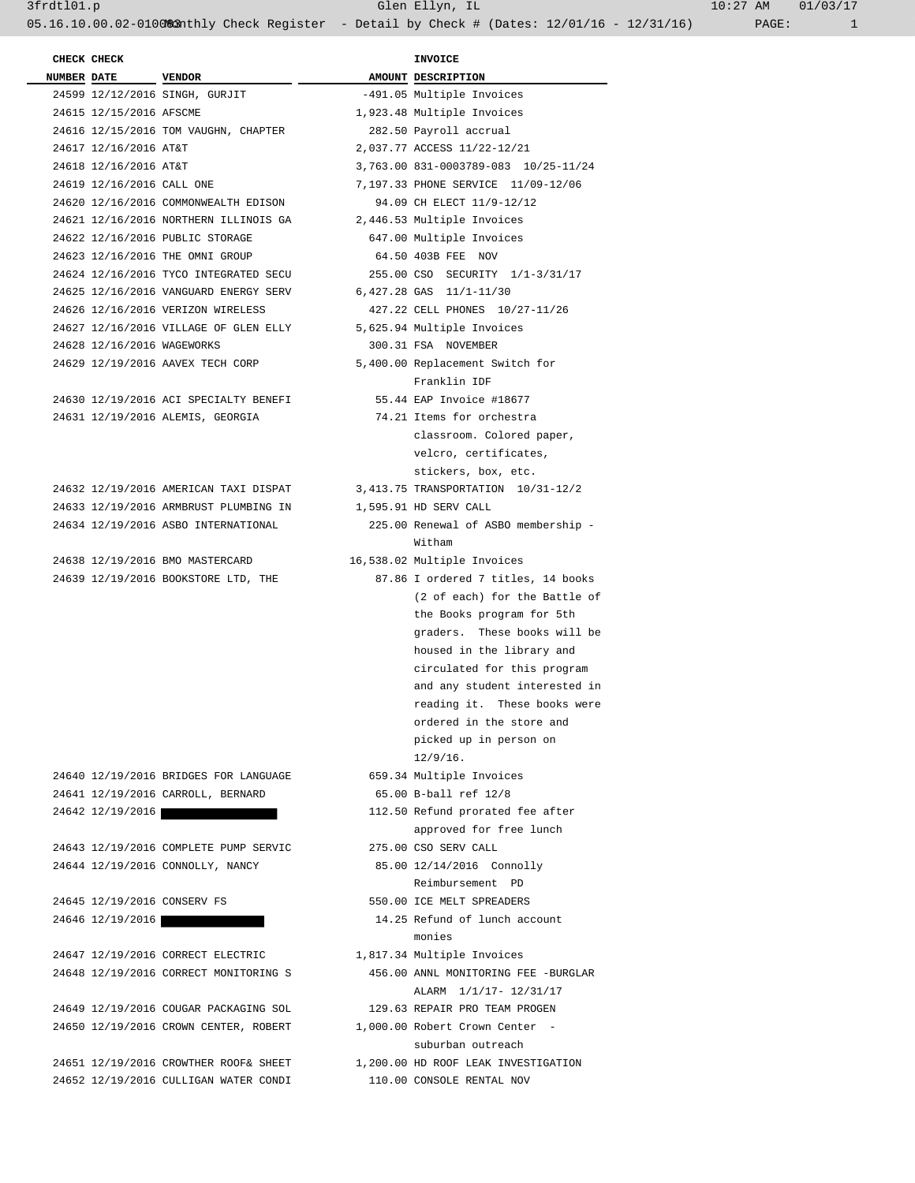3frdtl01.p Glen Ellyn, IL 10:27 AM 01/03/17

05.16.10.00.02-010083 Monthly Check Register - Detail by Check # (Dates: 12/01/16 - 12/31/16)

| CHECK NUMBER | CHECK DATE | VENDOR | AMOUNT | INVOICE DESCRIPTION |
|---|---|---|---|---|
| 24599 | 12/12/2016 | SINGH, GURJIT | -491.05 | Multiple Invoices |
| 24615 | 12/15/2016 | AFSCME | 1,923.48 | Multiple Invoices |
| 24616 | 12/15/2016 | TOM VAUGHN, CHAPTER | 282.50 | Payroll accrual |
| 24617 | 12/16/2016 | AT&T | 2,037.77 | ACCESS 11/22-12/21 |
| 24618 | 12/16/2016 | AT&T | 3,763.00 | 831-0003789-083 10/25-11/24 |
| 24619 | 12/16/2016 | CALL ONE | 7,197.33 | PHONE SERVICE 11/09-12/06 |
| 24620 | 12/16/2016 | COMMONWEALTH EDISON | 94.09 | CH ELECT 11/9-12/12 |
| 24621 | 12/16/2016 | NORTHERN ILLINOIS GA | 2,446.53 | Multiple Invoices |
| 24622 | 12/16/2016 | PUBLIC STORAGE | 647.00 | Multiple Invoices |
| 24623 | 12/16/2016 | THE OMNI GROUP | 64.50 | 403B FEE NOV |
| 24624 | 12/16/2016 | TYCO INTEGRATED SECU | 255.00 | CSO SECURITY 1/1-3/31/17 |
| 24625 | 12/16/2016 | VANGUARD ENERGY SERV | 6,427.28 | GAS 11/1-11/30 |
| 24626 | 12/16/2016 | VERIZON WIRELESS | 427.22 | CELL PHONES 10/27-11/26 |
| 24627 | 12/16/2016 | VILLAGE OF GLEN ELLY | 5,625.94 | Multiple Invoices |
| 24628 | 12/16/2016 | WAGEWORKS | 300.31 | FSA NOVEMBER |
| 24629 | 12/19/2016 | AAVEX TECH CORP | 5,400.00 | Replacement Switch for Franklin IDF |
| 24630 | 12/19/2016 | ACI SPECIALTY BENEFI | 55.44 | EAP Invoice #18677 |
| 24631 | 12/19/2016 | ALEMIS, GEORGIA | 74.21 | Items for orchestra classroom. Colored paper, velcro, certificates, stickers, box, etc. |
| 24632 | 12/19/2016 | AMERICAN TAXI DISPAT | 3,413.75 | TRANSPORTATION 10/31-12/2 |
| 24633 | 12/19/2016 | ARMBRUST PLUMBING IN | 1,595.91 | HD SERV CALL |
| 24634 | 12/19/2016 | ASBO INTERNATIONAL | 225.00 | Renewal of ASBO membership - Witham |
| 24638 | 12/19/2016 | BMO MASTERCARD | 16,538.02 | Multiple Invoices |
| 24639 | 12/19/2016 | BOOKSTORE LTD, THE | 87.86 | I ordered 7 titles, 14 books (2 of each) for the Battle of the Books program for 5th graders. These books will be housed in the library and circulated for this program and any student interested in reading it. These books were ordered in the store and picked up in person on 12/9/16. |
| 24640 | 12/19/2016 | BRIDGES FOR LANGUAGE | 659.34 | Multiple Invoices |
| 24641 | 12/19/2016 | CARROLL, BERNARD | 65.00 | B-ball ref 12/8 |
| 24642 | 12/19/2016 | [REDACTED] | 112.50 | Refund prorated fee after approved for free lunch |
| 24643 | 12/19/2016 | COMPLETE PUMP SERVIC | 275.00 | CSO SERV CALL |
| 24644 | 12/19/2016 | CONNOLLY, NANCY | 85.00 | 12/14/2016 Connolly Reimbursement PD |
| 24645 | 12/19/2016 | CONSERV FS | 550.00 | ICE MELT SPREADERS |
| 24646 | 12/19/2016 | [REDACTED] | 14.25 | Refund of lunch account monies |
| 24647 | 12/19/2016 | CORRECT ELECTRIC | 1,817.34 | Multiple Invoices |
| 24648 | 12/19/2016 | CORRECT MONITORING S | 456.00 | ANNL MONITORING FEE -BURGLAR ALARM 1/1/17- 12/31/17 |
| 24649 | 12/19/2016 | COUGAR PACKAGING SOL | 129.63 | REPAIR PRO TEAM PROGEN |
| 24650 | 12/19/2016 | CROWN CENTER, ROBERT | 1,000.00 | Robert Crown Center - suburban outreach |
| 24651 | 12/19/2016 | CROWTHER ROOF& SHEET | 1,200.00 | HD ROOF LEAK INVESTIGATION |
| 24652 | 12/19/2016 | CULLIGAN WATER CONDI | 110.00 | CONSOLE RENTAL NOV |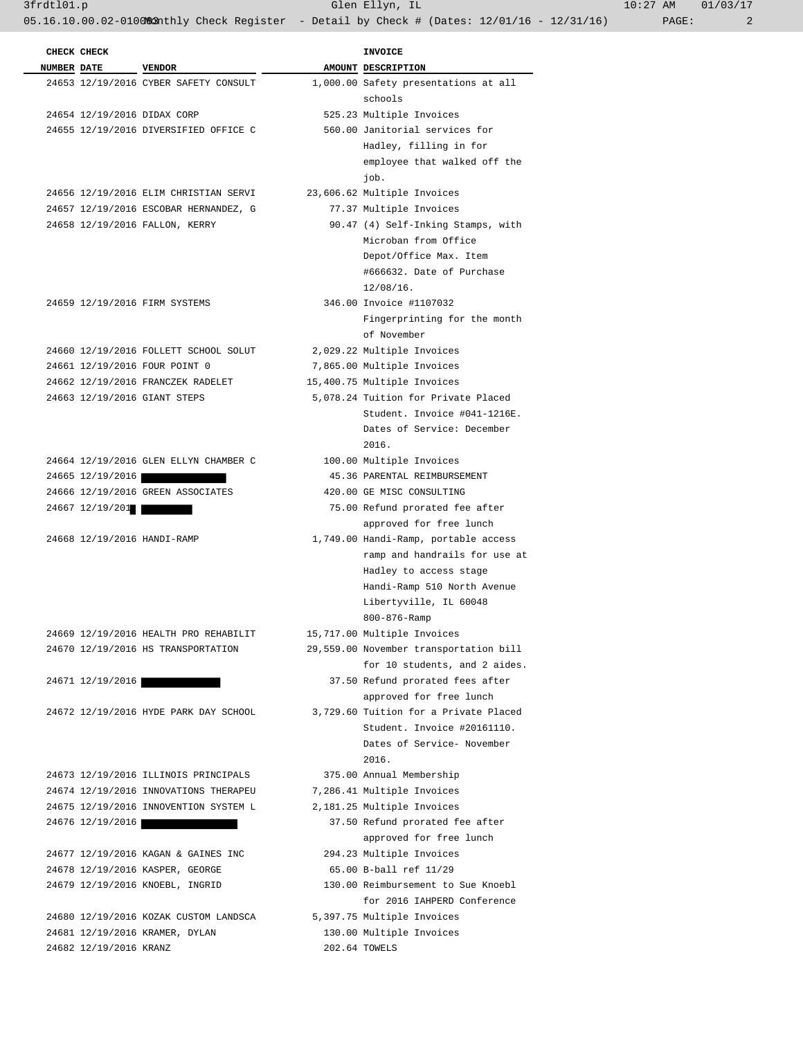| CHECK NUMBER | CHECK DATE | VENDOR | AMOUNT | INVOICE DESCRIPTION |
|---|---|---|---|---|
| 24653 | 12/19/2016 | CYBER SAFETY CONSULT | 1,000.00 | Safety presentations at all schools |
| 24654 | 12/19/2016 | DIDAX CORP | 525.23 | Multiple Invoices |
| 24655 | 12/19/2016 | DIVERSIFIED OFFICE C | 560.00 | Janitorial services for Hadley, filling in for employee that walked off the job. |
| 24656 | 12/19/2016 | ELIM CHRISTIAN SERVI | 23,606.62 | Multiple Invoices |
| 24657 | 12/19/2016 | ESCOBAR HERNANDEZ, G | 77.37 | Multiple Invoices |
| 24658 | 12/19/2016 | FALLON, KERRY | 90.47 | (4) Self-Inking Stamps, with Microban from Office Depot/Office Max. Item #666632. Date of Purchase 12/08/16. |
| 24659 | 12/19/2016 | FIRM SYSTEMS | 346.00 | Invoice #1107032 Fingerprinting for the month of November |
| 24660 | 12/19/2016 | FOLLETT SCHOOL SOLUT | 2,029.22 | Multiple Invoices |
| 24661 | 12/19/2016 | FOUR POINT 0 | 7,865.00 | Multiple Invoices |
| 24662 | 12/19/2016 | FRANCZEK RADELET | 15,400.75 | Multiple Invoices |
| 24663 | 12/19/2016 | GIANT STEPS | 5,078.24 | Tuition for Private Placed Student. Invoice #041-1216E. Dates of Service: December 2016. |
| 24664 | 12/19/2016 | GLEN ELLYN CHAMBER C | 100.00 | Multiple Invoices |
| 24665 | 12/19/2016 | [REDACTED] | 45.36 | PARENTAL REIMBURSEMENT |
| 24666 | 12/19/2016 | GREEN ASSOCIATES | 420.00 | GE MISC CONSULTING |
| 24667 | 12/19/201[REDACTED] | [REDACTED] | 75.00 | Refund prorated fee after approved for free lunch |
| 24668 | 12/19/2016 | HANDI-RAMP | 1,749.00 | Handi-Ramp, portable access ramp and handrails for use at Hadley to access stage Handi-Ramp 510 North Avenue Libertyville, IL 60048 800-876-Ramp |
| 24669 | 12/19/2016 | HEALTH PRO REHABILIT | 15,717.00 | Multiple Invoices |
| 24670 | 12/19/2016 | HS TRANSPORTATION | 29,559.00 | November transportation bill for 10 students, and 2 aides. |
| 24671 | 12/19/2016 | [REDACTED] | 37.50 | Refund prorated fees after approved for free lunch |
| 24672 | 12/19/2016 | HYDE PARK DAY SCHOOL | 3,729.60 | Tuition for a Private Placed Student. Invoice #20161110. Dates of Service- November 2016. |
| 24673 | 12/19/2016 | ILLINOIS PRINCIPALS | 375.00 | Annual Membership |
| 24674 | 12/19/2016 | INNOVATIONS THERAPEU | 7,286.41 | Multiple Invoices |
| 24675 | 12/19/2016 | INNOVENTION SYSTEM L | 2,181.25 | Multiple Invoices |
| 24676 | 12/19/2016 | [REDACTED] | 37.50 | Refund prorated fee after approved for free lunch |
| 24677 | 12/19/2016 | KAGAN & GAINES INC | 294.23 | Multiple Invoices |
| 24678 | 12/19/2016 | KASPER, GEORGE | 65.00 | B-ball ref 11/29 |
| 24679 | 12/19/2016 | KNOEBL, INGRID | 130.00 | Reimbursement to Sue Knoebl for 2016 IAHPERD Conference |
| 24680 | 12/19/2016 | KOZAK CUSTOM LANDSCA | 5,397.75 | Multiple Invoices |
| 24681 | 12/19/2016 | KRAMER, DYLAN | 130.00 | Multiple Invoices |
| 24682 | 12/19/2016 | KRANZ | 202.64 | TOWELS |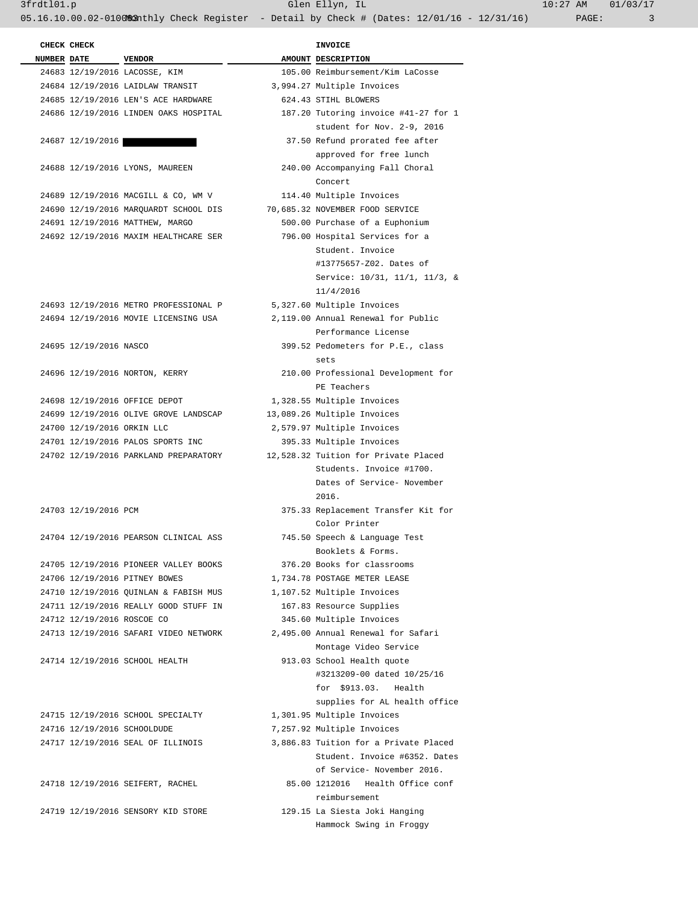| CHECK NUMBER | CHECK DATE | VENDOR | AMOUNT | INVOICE DESCRIPTION |
|---|---|---|---|---|
| 24683 | 12/19/2016 | LACOSSE, KIM | 105.00 | Reimbursement/Kim LaCosse |
| 24684 | 12/19/2016 | LAIDLAW TRANSIT | 3,994.27 | Multiple Invoices |
| 24685 | 12/19/2016 | LEN'S ACE HARDWARE | 624.43 | STIHL BLOWERS |
| 24686 | 12/19/2016 | LINDEN OAKS HOSPITAL | 187.20 | Tutoring invoice #41-27 for 1 student for Nov. 2-9, 2016 |
| 24687 | 12/19/2016 | | 37.50 | Refund prorated fee after approved for free lunch |
| 24688 | 12/19/2016 | LYONS, MAUREEN | 240.00 | Accompanying Fall Choral Concert |
| 24689 | 12/19/2016 | MACGILL & CO, WM V | 114.40 | Multiple Invoices |
| 24690 | 12/19/2016 | MARQUARDT SCHOOL DIS | 70,685.32 | NOVEMBER FOOD SERVICE |
| 24691 | 12/19/2016 | MATTHEW, MARGO | 500.00 | Purchase of a Euphonium |
| 24692 | 12/19/2016 | MAXIM HEALTHCARE SER | 796.00 | Hospital Services for a Student. Invoice #13775657-Z02. Dates of Service: 10/31, 11/1, 11/3, & 11/4/2016 |
| 24693 | 12/19/2016 | METRO PROFESSIONAL P | 5,327.60 | Multiple Invoices |
| 24694 | 12/19/2016 | MOVIE LICENSING USA | 2,119.00 | Annual Renewal for Public Performance License |
| 24695 | 12/19/2016 | NASCO | 399.52 | Pedometers for P.E., class sets |
| 24696 | 12/19/2016 | NORTON, KERRY | 210.00 | Professional Development for PE Teachers |
| 24698 | 12/19/2016 | OFFICE DEPOT | 1,328.55 | Multiple Invoices |
| 24699 | 12/19/2016 | OLIVE GROVE LANDSCAP | 13,089.26 | Multiple Invoices |
| 24700 | 12/19/2016 | ORKIN LLC | 2,579.97 | Multiple Invoices |
| 24701 | 12/19/2016 | PALOS SPORTS INC | 395.33 | Multiple Invoices |
| 24702 | 12/19/2016 | PARKLAND PREPARATORY | 12,528.32 | Tuition for Private Placed Students. Invoice #1700. Dates of Service- November 2016. |
| 24703 | 12/19/2016 | PCM | 375.33 | Replacement Transfer Kit for Color Printer |
| 24704 | 12/19/2016 | PEARSON CLINICAL ASS | 745.50 | Speech & Language Test Booklets & Forms. |
| 24705 | 12/19/2016 | PIONEER VALLEY BOOKS | 376.20 | Books for classrooms |
| 24706 | 12/19/2016 | PITNEY BOWES | 1,734.78 | POSTAGE METER LEASE |
| 24710 | 12/19/2016 | QUINLAN & FABISH MUS | 1,107.52 | Multiple Invoices |
| 24711 | 12/19/2016 | REALLY GOOD STUFF IN | 167.83 | Resource Supplies |
| 24712 | 12/19/2016 | ROSCOE CO | 345.60 | Multiple Invoices |
| 24713 | 12/19/2016 | SAFARI VIDEO NETWORK | 2,495.00 | Annual Renewal for Safari Montage Video Service |
| 24714 | 12/19/2016 | SCHOOL HEALTH | 913.03 | School Health quote #3213209-00 dated 10/25/16 for $913.03. Health supplies for AL health office |
| 24715 | 12/19/2016 | SCHOOL SPECIALTY | 1,301.95 | Multiple Invoices |
| 24716 | 12/19/2016 | SCHOOLDUDE | 7,257.92 | Multiple Invoices |
| 24717 | 12/19/2016 | SEAL OF ILLINOIS | 3,886.83 | Tuition for a Private Placed Student. Invoice #6352. Dates of Service- November 2016. |
| 24718 | 12/19/2016 | SEIFERT, RACHEL | 85.00 | 1212016 Health Office conf reimbursement |
| 24719 | 12/19/2016 | SENSORY KID STORE | 129.15 | La Siesta Joki Hanging Hammock Swing in Froggy |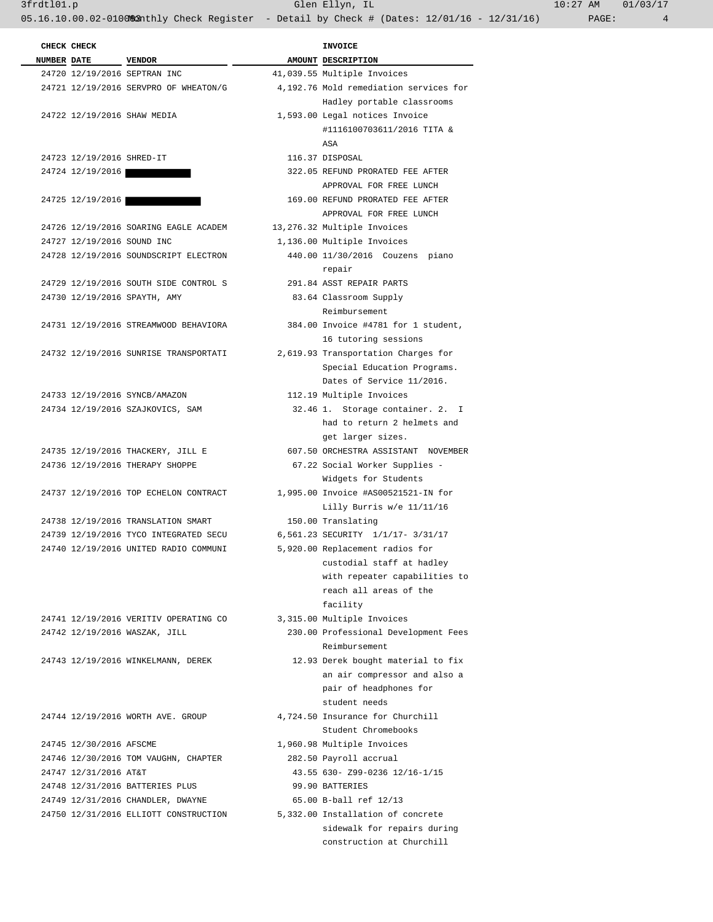| CHECK NUMBER | CHECK DATE | VENDOR | AMOUNT | INVOICE DESCRIPTION |
|---|---|---|---|---|
| 24720 | 12/19/2016 | SEPTRAN INC | 41,039.55 | Multiple Invoices |
| 24721 | 12/19/2016 | SERVPRO OF WHEATON/G | 4,192.76 | Mold remediation services for Hadley portable classrooms |
| 24722 | 12/19/2016 | SHAW MEDIA | 1,593.00 | Legal notices Invoice #1116100703611/2016 TITA & ASA |
| 24723 | 12/19/2016 | SHRED-IT | 116.37 | DISPOSAL |
| 24724 | 12/19/2016 | | 322.05 | REFUND PRORATED FEE AFTER APPROVAL FOR FREE LUNCH |
| 24725 | 12/19/2016 | | 169.00 | REFUND PRORATED FEE AFTER APPROVAL FOR FREE LUNCH |
| 24726 | 12/19/2016 | SOARING EAGLE ACADEM | 13,276.32 | Multiple Invoices |
| 24727 | 12/19/2016 | SOUND INC | 1,136.00 | Multiple Invoices |
| 24728 | 12/19/2016 | SOUNDSCRIPT ELECTRON | 440.00 | 11/30/2016 Couzens piano repair |
| 24729 | 12/19/2016 | SOUTH SIDE CONTROL S | 291.84 | ASST REPAIR PARTS |
| 24730 | 12/19/2016 | SPAYTH, AMY | 83.64 | Classroom Supply Reimbursement |
| 24731 | 12/19/2016 | STREAMWOOD BEHAVIORA | 384.00 | Invoice #4781 for 1 student, 16 tutoring sessions |
| 24732 | 12/19/2016 | SUNRISE TRANSPORTATI | 2,619.93 | Transportation Charges for Special Education Programs. Dates of Service 11/2016. |
| 24733 | 12/19/2016 | SYNCB/AMAZON | 112.19 | Multiple Invoices |
| 24734 | 12/19/2016 | SZAJKOVICS, SAM | 32.46 | 1. Storage container. 2. I had to return 2 helmets and get larger sizes. |
| 24735 | 12/19/2016 | THACKERY, JILL E | 607.50 | ORCHESTRA ASSISTANT NOVEMBER |
| 24736 | 12/19/2016 | THERAPY SHOPPE | 67.22 | Social Worker Supplies - Widgets for Students |
| 24737 | 12/19/2016 | TOP ECHELON CONTRACT | 1,995.00 | Invoice #AS00521521-IN for Lilly Burris w/e 11/11/16 |
| 24738 | 12/19/2016 | TRANSLATION SMART | 150.00 | Translating |
| 24739 | 12/19/2016 | TYCO INTEGRATED SECU | 6,561.23 | SECURITY 1/1/17- 3/31/17 |
| 24740 | 12/19/2016 | UNITED RADIO COMMUNI | 5,920.00 | Replacement radios for custodial staff at hadley with repeater capabilities to reach all areas of the facility |
| 24741 | 12/19/2016 | VERITIV OPERATING CO | 3,315.00 | Multiple Invoices |
| 24742 | 12/19/2016 | WASZAK, JILL | 230.00 | Professional Development Fees Reimbursement |
| 24743 | 12/19/2016 | WINKELMANN, DEREK | 12.93 | Derek bought material to fix an air compressor and also a pair of headphones for student needs |
| 24744 | 12/19/2016 | WORTH AVE. GROUP | 4,724.50 | Insurance for Churchill Student Chromebooks |
| 24745 | 12/30/2016 | AFSCME | 1,960.98 | Multiple Invoices |
| 24746 | 12/30/2016 | TOM VAUGHN, CHAPTER | 282.50 | Payroll accrual |
| 24747 | 12/31/2016 | AT&T | 43.55 | 630- Z99-0236 12/16-1/15 |
| 24748 | 12/31/2016 | BATTERIES PLUS | 99.90 | BATTERIES |
| 24749 | 12/31/2016 | CHANDLER, DWAYNE | 65.00 | B-ball ref 12/13 |
| 24750 | 12/31/2016 | ELLIOTT CONSTRUCTION | 5,332.00 | Installation of concrete sidewalk for repairs during construction at Churchill |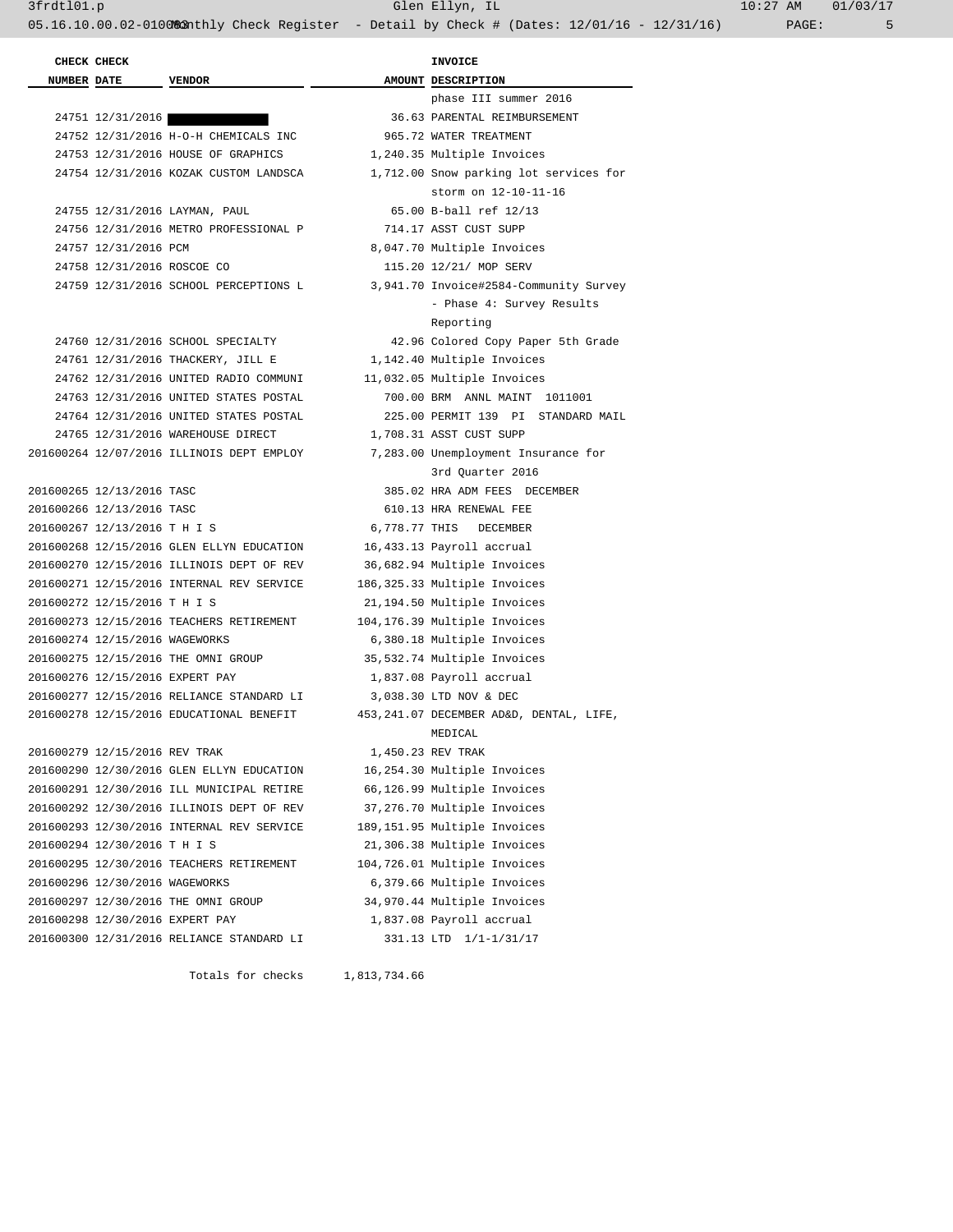| CHECK NUMBER | CHECK DATE | VENDOR | AMOUNT | INVOICE DESCRIPTION |
|---|---|---|---|---|
| | | | | phase III summer 2016 |
| 24751 | 12/31/2016 | ████████ | 36.63 | PARENTAL REIMBURSEMENT |
| 24752 | 12/31/2016 | H-O-H CHEMICALS INC | 965.72 | WATER TREATMENT |
| 24753 | 12/31/2016 | HOUSE OF GRAPHICS | 1,240.35 | Multiple Invoices |
| 24754 | 12/31/2016 | KOZAK CUSTOM LANDSCA | 1,712.00 | Snow parking lot services for storm on 12-10-11-16 |
| 24755 | 12/31/2016 | LAYMAN, PAUL | 65.00 | B-ball ref 12/13 |
| 24756 | 12/31/2016 | METRO PROFESSIONAL P | 714.17 | ASST CUST SUPP |
| 24757 | 12/31/2016 | PCM | 8,047.70 | Multiple Invoices |
| 24758 | 12/31/2016 | ROSCOE CO | 115.20 | 12/21/ MOP SERV |
| 24759 | 12/31/2016 | SCHOOL PERCEPTIONS L | 3,941.70 | Invoice#2584-Community Survey - Phase 4: Survey Results Reporting |
| 24760 | 12/31/2016 | SCHOOL SPECIALTY | 42.96 | Colored Copy Paper 5th Grade |
| 24761 | 12/31/2016 | THACKERY, JILL E | 1,142.40 | Multiple Invoices |
| 24762 | 12/31/2016 | UNITED RADIO COMMUNI | 11,032.05 | Multiple Invoices |
| 24763 | 12/31/2016 | UNITED STATES POSTAL | 700.00 | BRM ANNL MAINT 1011001 |
| 24764 | 12/31/2016 | UNITED STATES POSTAL | 225.00 | PERMIT 139 PI STANDARD MAIL |
| 24765 | 12/31/2016 | WAREHOUSE DIRECT | 1,708.31 | ASST CUST SUPP |
| 201600264 | 12/07/2016 | ILLINOIS DEPT EMPLOY | 7,283.00 | Unemployment Insurance for 3rd Quarter 2016 |
| 201600265 | 12/13/2016 | TASC | 385.02 | HRA ADM FEES DECEMBER |
| 201600266 | 12/13/2016 | TASC | 610.13 | HRA RENEWAL FEE |
| 201600267 | 12/13/2016 | T H I S | 6,778.77 | THIS DECEMBER |
| 201600268 | 12/15/2016 | GLEN ELLYN EDUCATION | 16,433.13 | Payroll accrual |
| 201600270 | 12/15/2016 | ILLINOIS DEPT OF REV | 36,682.94 | Multiple Invoices |
| 201600271 | 12/15/2016 | INTERNAL REV SERVICE | 186,325.33 | Multiple Invoices |
| 201600272 | 12/15/2016 | T H I S | 21,194.50 | Multiple Invoices |
| 201600273 | 12/15/2016 | TEACHERS RETIREMENT | 104,176.39 | Multiple Invoices |
| 201600274 | 12/15/2016 | WAGEWORKS | 6,380.18 | Multiple Invoices |
| 201600275 | 12/15/2016 | THE OMNI GROUP | 35,532.74 | Multiple Invoices |
| 201600276 | 12/15/2016 | EXPERT PAY | 1,837.08 | Payroll accrual |
| 201600277 | 12/15/2016 | RELIANCE STANDARD LI | 3,038.30 | LTD NOV & DEC |
| 201600278 | 12/15/2016 | EDUCATIONAL BENEFIT | 453,241.07 | DECEMBER AD&D, DENTAL, LIFE, MEDICAL |
| 201600279 | 12/15/2016 | REV TRAK | 1,450.23 | REV TRAK |
| 201600290 | 12/30/2016 | GLEN ELLYN EDUCATION | 16,254.30 | Multiple Invoices |
| 201600291 | 12/30/2016 | ILL MUNICIPAL RETIRE | 66,126.99 | Multiple Invoices |
| 201600292 | 12/30/2016 | ILLINOIS DEPT OF REV | 37,276.70 | Multiple Invoices |
| 201600293 | 12/30/2016 | INTERNAL REV SERVICE | 189,151.95 | Multiple Invoices |
| 201600294 | 12/30/2016 | T H I S | 21,306.38 | Multiple Invoices |
| 201600295 | 12/30/2016 | TEACHERS RETIREMENT | 104,726.01 | Multiple Invoices |
| 201600296 | 12/30/2016 | WAGEWORKS | 6,379.66 | Multiple Invoices |
| 201600297 | 12/30/2016 | THE OMNI GROUP | 34,970.44 | Multiple Invoices |
| 201600298 | 12/30/2016 | EXPERT PAY | 1,837.08 | Payroll accrual |
| 201600300 | 12/31/2016 | RELIANCE STANDARD LI | 331.13 | LTD 1/1-1/31/17 |
| | | Totals for checks | 1,813,734.66 | |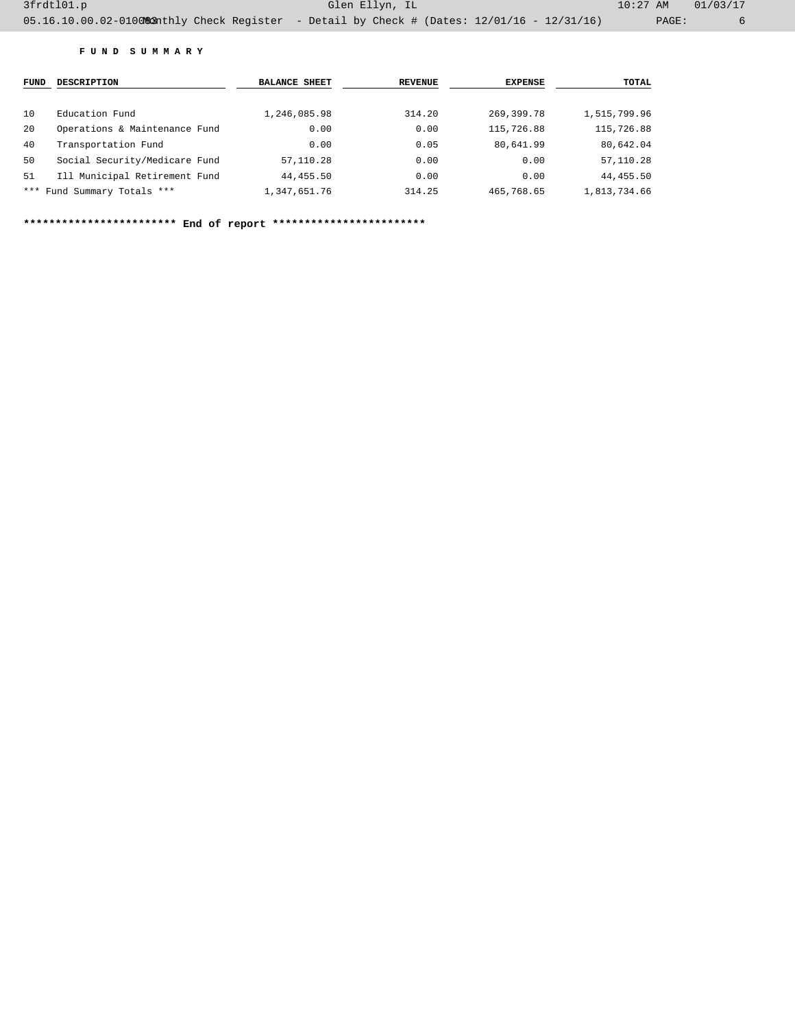**F U N D   S U M M A R Y**

| FUND | DESCRIPTION | BALANCE SHEET | REVENUE | EXPENSE | TOTAL |
|---|---|---|---|---|---|
| 10 | Education Fund | 1,246,085.98 | 314.20 | 269,399.78 | 1,515,799.96 |
| 20 | Operations & Maintenance Fund | 0.00 | 0.00 | 115,726.88 | 115,726.88 |
| 40 | Transportation Fund | 0.00 | 0.05 | 80,641.99 | 80,642.04 |
| 50 | Social Security/Medicare Fund | 57,110.28 | 0.00 | 0.00 | 57,110.28 |
| 51 | Ill Municipal Retirement Fund | 44,455.50 | 0.00 | 0.00 | 44,455.50 |
| *** Fund Summary Totals *** | | 1,347,651.76 | 314.25 | 465,768.65 | 1,813,734.66 |

**************************** End of report ****************************